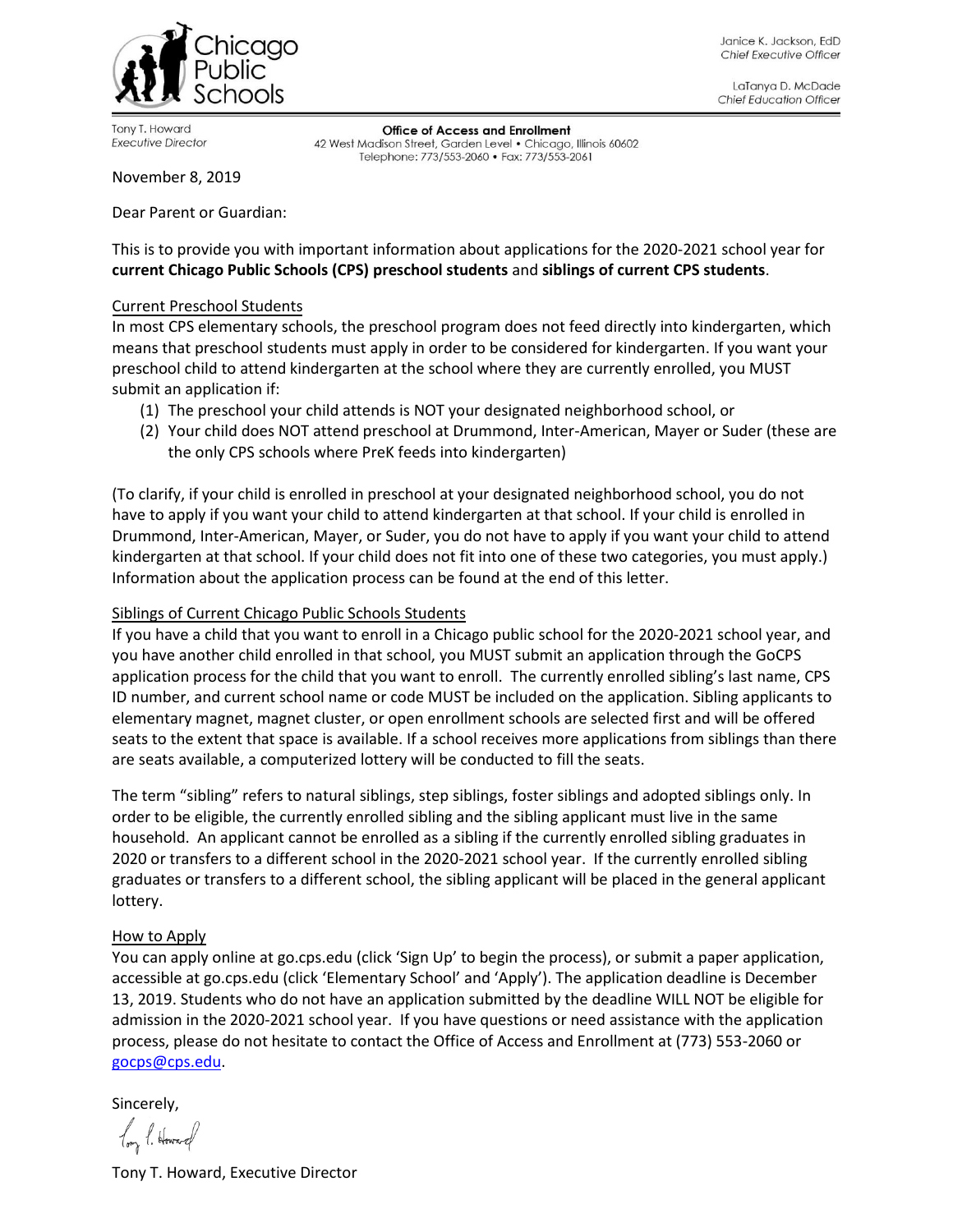Chicago Public Schools

Janice K. Jackson, EdD
*Chief Executive Officer*

LaTanya D. McDade
*Chief Education Officer*

Tony T. Howard
*Executive Director*

**Office of Access and Enrollment**
42 West Madison Street, Garden Level • Chicago, Illinois 60602
Telephone: 773/553-2060 • Fax: 773/553-2061

November 8, 2019

Dear Parent or Guardian:

This is to provide you with important information about applications for the 2020-2021 school year for **current Chicago Public Schools (CPS) preschool students** and **siblings of current CPS students**.

<u>Current Preschool Students</u>

In most CPS elementary schools, the preschool program does not feed directly into kindergarten, which means that preschool students must apply in order to be considered for kindergarten. If you want your preschool child to attend kindergarten at the school where they are currently enrolled, you MUST submit an application if:

(1) The preschool your child attends is NOT your designated neighborhood school, or
(2) Your child does NOT attend preschool at Drummond, Inter-American, Mayer or Suder (these are the only CPS schools where PreK feeds into kindergarten)

(To clarify, if your child is enrolled in preschool at your designated neighborhood school, you do not have to apply if you want your child to attend kindergarten at that school. If your child is enrolled in Drummond, Inter-American, Mayer, or Suder, you do not have to apply if you want your child to attend kindergarten at that school. If your child does not fit into one of these two categories, you must apply.) Information about the application process can be found at the end of this letter.

<u>Siblings of Current Chicago Public Schools Students</u>

If you have a child that you want to enroll in a Chicago public school for the 2020-2021 school year, and you have another child enrolled in that school, you MUST submit an application through the GoCPS application process for the child that you want to enroll. The currently enrolled sibling's last name, CPS ID number, and current school name or code MUST be included on the application. Sibling applicants to elementary magnet, magnet cluster, or open enrollment schools are selected first and will be offered seats to the extent that space is available. If a school receives more applications from siblings than there are seats available, a computerized lottery will be conducted to fill the seats.

The term "sibling" refers to natural siblings, step siblings, foster siblings and adopted siblings only. In order to be eligible, the currently enrolled sibling and the sibling applicant must live in the same household. An applicant cannot be enrolled as a sibling if the currently enrolled sibling graduates in 2020 or transfers to a different school in the 2020-2021 school year. If the currently enrolled sibling graduates or transfers to a different school, the sibling applicant will be placed in the general applicant lottery.

<u>How to Apply</u>

You can apply online at go.cps.edu (click 'Sign Up' to begin the process), or submit a paper application, accessible at go.cps.edu (click 'Elementary School' and 'Apply'). The application deadline is December 13, 2019. Students who do not have an application submitted by the deadline WILL NOT be eligible for admission in the 2020-2021 school year. If you have questions or need assistance with the application process, please do not hesitate to contact the Office of Access and Enrollment at (773) 553-2060 or gocps@cps.edu.

Sincerely,

Tony T. Howard, Executive Director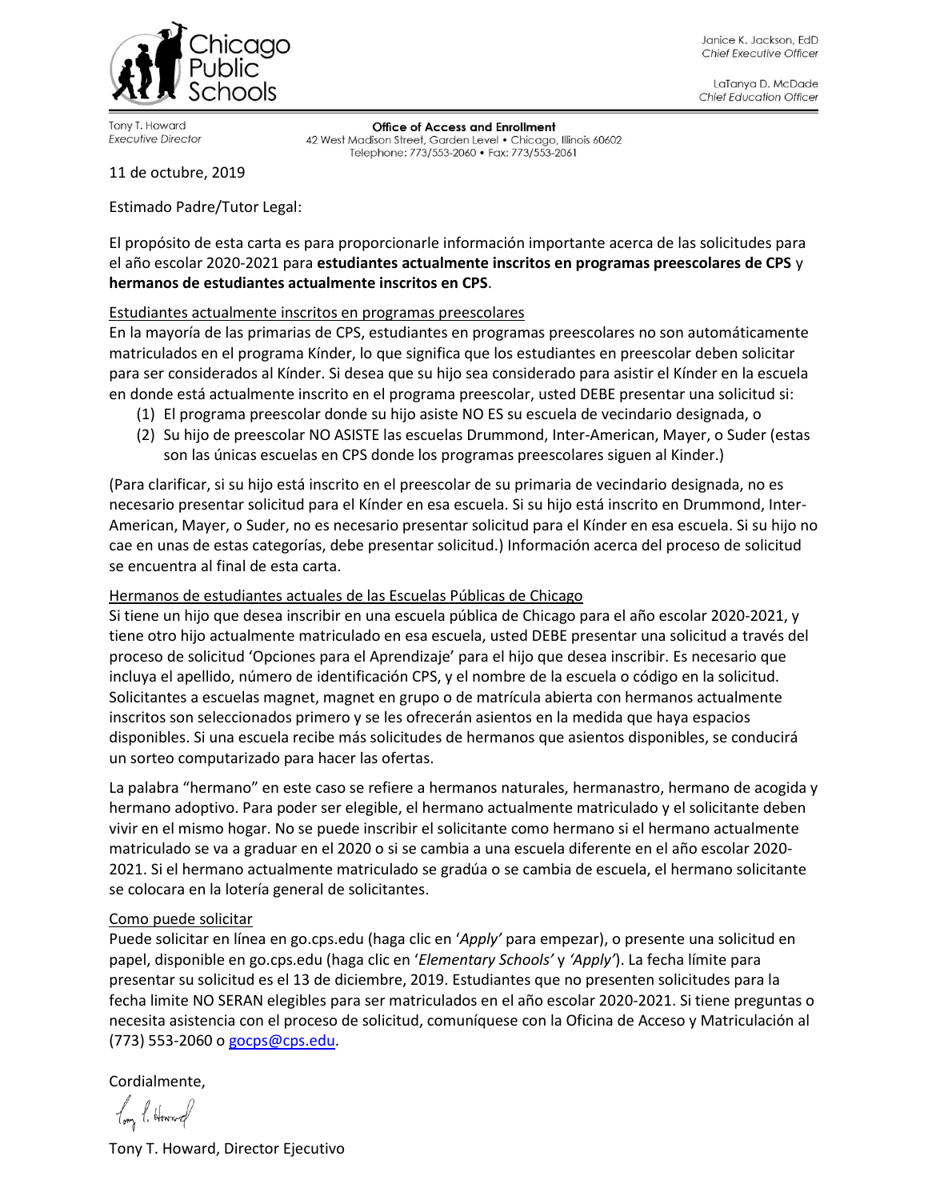Chicago Public Schools

Janice K. Jackson, EdD
*Chief Executive Officer*

LaTanya D. McDade
*Chief Education Officer*

Tony T. Howard
*Executive Director*

**Office of Access and Enrollment**
42 West Madison Street, Garden Level • Chicago, Illinois 60602
Telephone: 773/553-2060 • Fax: 773/553-2061

11 de octubre, 2019

Estimado Padre/Tutor Legal:

El propósito de esta carta es para proporcionarle información importante acerca de las solicitudes para el año escolar 2020-2021 para **estudiantes actualmente inscritos en programas preescolares de CPS** y **hermanos de estudiantes actualmente inscritos en CPS**.

<u>Estudiantes actualmente inscritos en programas preescolares</u>

En la mayoría de las primarias de CPS, estudiantes en programas preescolares no son automáticamente matriculados en el programa Kínder, lo que significa que los estudiantes en preescolar deben solicitar para ser considerados al Kínder. Si desea que su hijo sea considerado para asistir el Kínder en la escuela en donde está actualmente inscrito en el programa preescolar, usted DEBE presentar una solicitud si:

(1) El programa preescolar donde su hijo asiste NO ES su escuela de vecindario designada, o
(2) Su hijo de preescolar NO ASISTE las escuelas Drummond, Inter-American, Mayer, o Suder (estas son las únicas escuelas en CPS donde los programas preescolares siguen al Kinder.)

(Para clarificar, si su hijo está inscrito en el preescolar de su primaria de vecindario designada, no es necesario presentar solicitud para el Kínder en esa escuela. Si su hijo está inscrito en Drummond, Inter-American, Mayer, o Suder, no es necesario presentar solicitud para el Kínder en esa escuela. Si su hijo no cae en unas de estas categorías, debe presentar solicitud.) Información acerca del proceso de solicitud se encuentra al final de esta carta.

<u>Hermanos de estudiantes actuales de las Escuelas Públicas de Chicago</u>

Si tiene un hijo que desea inscribir en una escuela pública de Chicago para el año escolar 2020-2021, y tiene otro hijo actualmente matriculado en esa escuela, usted DEBE presentar una solicitud a través del proceso de solicitud 'Opciones para el Aprendizaje' para el hijo que desea inscribir. Es necesario que incluya el apellido, número de identificación CPS, y el nombre de la escuela o código en la solicitud. Solicitantes a escuelas magnet, magnet en grupo o de matrícula abierta con hermanos actualmente inscritos son seleccionados primero y se les ofrecerán asientos en la medida que haya espacios disponibles. Si una escuela recibe más solicitudes de hermanos que asientos disponibles, se conducirá un sorteo computarizado para hacer las ofertas.

La palabra "hermano" en este caso se refiere a hermanos naturales, hermanastro, hermano de acogida y hermano adoptivo. Para poder ser elegible, el hermano actualmente matriculado y el solicitante deben vivir en el mismo hogar. No se puede inscribir el solicitante como hermano si el hermano actualmente matriculado se va a graduar en el 2020 o si se cambia a una escuela diferente en el año escolar 2020-2021. Si el hermano actualmente matriculado se gradúa o se cambia de escuela, el hermano solicitante se colocara en la lotería general de solicitantes.

<u>Como puede solicitar</u>

Puede solicitar en línea en go.cps.edu (haga clic en '*Apply*' para empezar), o presente una solicitud en papel, disponible en go.cps.edu (haga clic en '*Elementary Schools*' y '*Apply*'). La fecha límite para presentar su solicitud es el 13 de diciembre, 2019. Estudiantes que no presenten solicitudes para la fecha limite NO SERAN elegibles para ser matriculados en el año escolar 2020-2021. Si tiene preguntas o necesita asistencia con el proceso de solicitud, comuníquese con la Oficina de Acceso y Matriculación al (773) 553-2060 o gocps@cps.edu.

Cordialmente,

Tony T. Howard, Director Ejecutivo